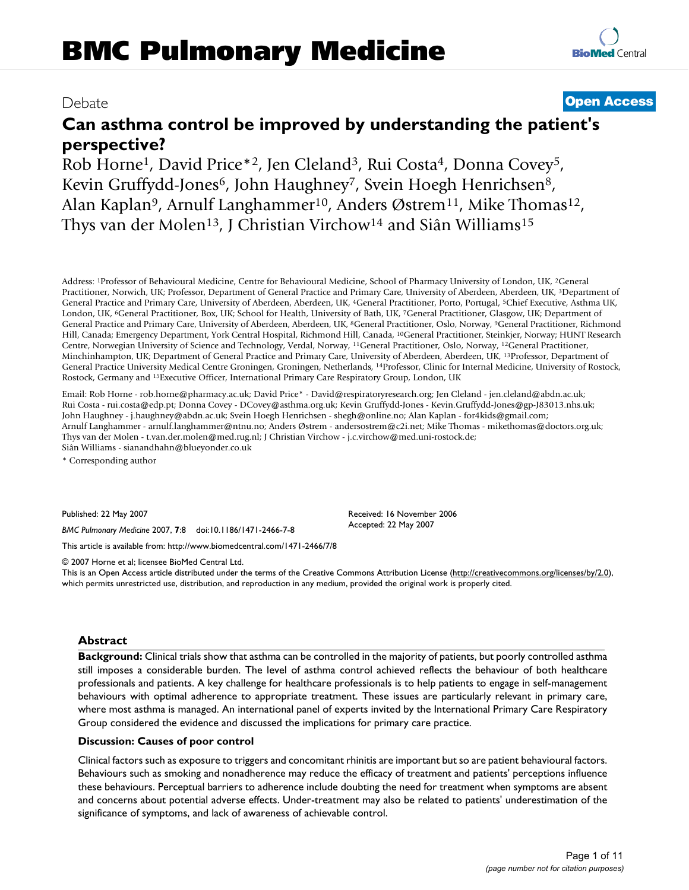Debate

**Open Access**

# Can asthma control be improved by understanding the patient's perspective?

Rob Horne[1], David Price*[2], Jen Cleland[3], Rui Costa[4], Donna Covey[5], Kevin Gruffydd-Jones[6], John Haughney[7], Svein Hoegh Henrichsen[8], Alan Kaplan[9], Arnulf Langhammer[10], Anders Østrem[11], Mike Thomas[12], Thys van der Molen[13], J Christian Virchow[14] and Siân Williams[15]

Address: [1]Professor of Behavioural Medicine, Centre for Behavioural Medicine, School of Pharmacy University of London, UK, [2]General Practitioner, Norwich, UK; Professor, Department of General Practice and Primary Care, University of Aberdeen, Aberdeen, UK, [3]Department of General Practice and Primary Care, University of Aberdeen, Aberdeen, UK, [4]General Practitioner, Porto, Portugal, [5]Chief Executive, Asthma UK, London, UK, [6]General Practitioner, Box, UK; School for Health, University of Bath, UK, [7]General Practitioner, Glasgow, UK; Department of General Practice and Primary Care, University of Aberdeen, Aberdeen, UK, [8]General Practitioner, Oslo, Norway, [9]General Practitioner, Richmond Hill, Canada; Emergency Department, York Central Hospital, Richmond Hill, Canada, [10]General Practitioner, Steinkjer, Norway; HUNT Research Centre, Norwegian University of Science and Technology, Verdal, Norway, [11]General Practitioner, Oslo, Norway, [12]General Practitioner, Minchinhampton, UK; Department of General Practice and Primary Care, University of Aberdeen, Aberdeen, UK, [13]Professor, Department of General Practice University Medical Centre Groningen, Groningen, Netherlands, [14]Professor, Clinic for Internal Medicine, University of Rostock, Rostock, Germany and [15]Executive Officer, International Primary Care Respiratory Group, London, UK

Email: Rob Horne - rob.horne@pharmacy.ac.uk; David Price* - David@respiratoryresearch.org; Jen Cleland - jen.cleland@abdn.ac.uk; Rui Costa - rui.costa@edp.pt; Donna Covey - DCovey@asthma.org.uk; Kevin Gruffydd-Jones - Kevin.Gruffydd-Jones@gp-J83013.nhs.uk; John Haughney - j.haughney@abdn.ac.uk; Svein Hoegh Henrichsen - shegh@online.no; Alan Kaplan - for4kids@gmail.com; Arnulf Langhammer - arnulf.langhammer@ntnu.no; Anders Østrem - andersostrem@c2i.net; Mike Thomas - mikethomas@doctors.org.uk; Thys van der Molen - t.van.der.molen@med.rug.nl; J Christian Virchow - j.c.virchow@med.uni-rostock.de; Siân Williams - sianandhahn@blueyonder.co.uk

* Corresponding author

Published: 22 May 2007

*BMC Pulmonary Medicine* 2007, **7**:8 doi:10.1186/1471-2466-7-8

Received: 16 November 2006
Accepted: 22 May 2007

This article is available from: http://www.biomedcentral.com/1471-2466/7/8

© 2007 Horne et al; licensee BioMed Central Ltd.
This is an Open Access article distributed under the terms of the Creative Commons Attribution License (http://creativecommons.org/licenses/by/2.0), which permits unrestricted use, distribution, and reproduction in any medium, provided the original work is properly cited.

## Abstract

**Background:** Clinical trials show that asthma can be controlled in the majority of patients, but poorly controlled asthma still imposes a considerable burden. The level of asthma control achieved reflects the behaviour of both healthcare professionals and patients. A key challenge for healthcare professionals is to help patients to engage in self-management behaviours with optimal adherence to appropriate treatment. These issues are particularly relevant in primary care, where most asthma is managed. An international panel of experts invited by the International Primary Care Respiratory Group considered the evidence and discussed the implications for primary care practice.

**Discussion: Causes of poor control**

Clinical factors such as exposure to triggers and concomitant rhinitis are important but so are patient behavioural factors. Behaviours such as smoking and nonadherence may reduce the efficacy of treatment and patients' perceptions influence these behaviours. Perceptual barriers to adherence include doubting the need for treatment when symptoms are absent and concerns about potential adverse effects. Under-treatment may also be related to patients' underestimation of the significance of symptoms, and lack of awareness of achievable control.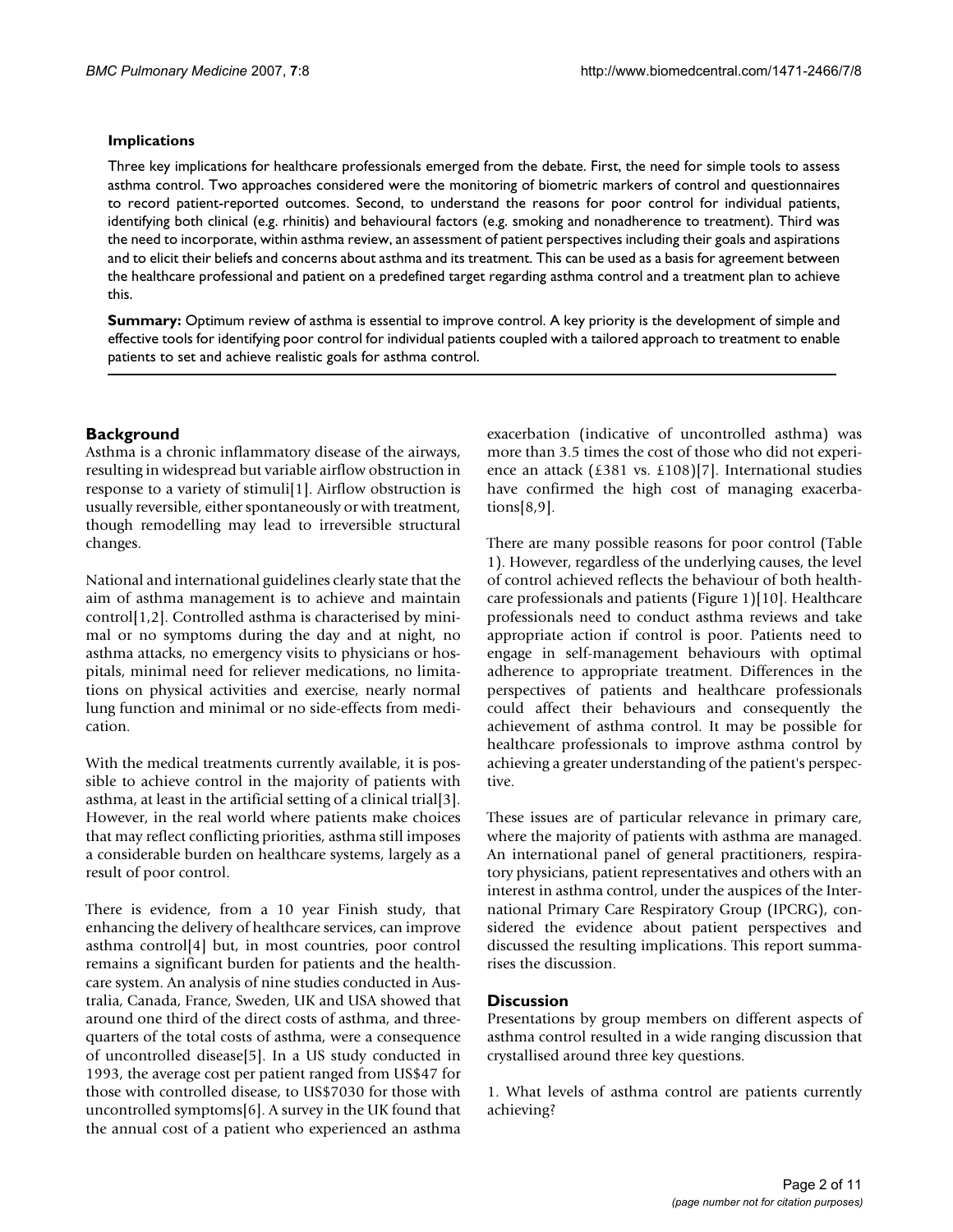### Implications

Three key implications for healthcare professionals emerged from the debate. First, the need for simple tools to assess asthma control. Two approaches considered were the monitoring of biometric markers of control and questionnaires to record patient-reported outcomes. Second, to understand the reasons for poor control for individual patients, identifying both clinical (e.g. rhinitis) and behavioural factors (e.g. smoking and nonadherence to treatment). Third was the need to incorporate, within asthma review, an assessment of patient perspectives including their goals and aspirations and to elicit their beliefs and concerns about asthma and its treatment. This can be used as a basis for agreement between the healthcare professional and patient on a predefined target regarding asthma control and a treatment plan to achieve this.

**Summary:** Optimum review of asthma is essential to improve control. A key priority is the development of simple and effective tools for identifying poor control for individual patients coupled with a tailored approach to treatment to enable patients to set and achieve realistic goals for asthma control.

## Background

Asthma is a chronic inflammatory disease of the airways, resulting in widespread but variable airflow obstruction in response to a variety of stimuli[1]. Airflow obstruction is usually reversible, either spontaneously or with treatment, though remodelling may lead to irreversible structural changes.

National and international guidelines clearly state that the aim of asthma management is to achieve and maintain control[1,2]. Controlled asthma is characterised by minimal or no symptoms during the day and at night, no asthma attacks, no emergency visits to physicians or hospitals, minimal need for reliever medications, no limitations on physical activities and exercise, nearly normal lung function and minimal or no side-effects from medication.

With the medical treatments currently available, it is possible to achieve control in the majority of patients with asthma, at least in the artificial setting of a clinical trial[3]. However, in the real world where patients make choices that may reflect conflicting priorities, asthma still imposes a considerable burden on healthcare systems, largely as a result of poor control.

There is evidence, from a 10 year Finish study, that enhancing the delivery of healthcare services, can improve asthma control[4] but, in most countries, poor control remains a significant burden for patients and the healthcare system. An analysis of nine studies conducted in Australia, Canada, France, Sweden, UK and USA showed that around one third of the direct costs of asthma, and three-quarters of the total costs of asthma, were a consequence of uncontrolled disease[5]. In a US study conducted in 1993, the average cost per patient ranged from US$47 for those with controlled disease, to US$7030 for those with uncontrolled symptoms[6]. A survey in the UK found that the annual cost of a patient who experienced an asthma exacerbation (indicative of uncontrolled asthma) was more than 3.5 times the cost of those who did not experience an attack (£381 vs. £108)[7]. International studies have confirmed the high cost of managing exacerbations[8,9].

There are many possible reasons for poor control (Table 1). However, regardless of the underlying causes, the level of control achieved reflects the behaviour of both healthcare professionals and patients (Figure 1)[10]. Healthcare professionals need to conduct asthma reviews and take appropriate action if control is poor. Patients need to engage in self-management behaviours with optimal adherence to appropriate treatment. Differences in the perspectives of patients and healthcare professionals could affect their behaviours and consequently the achievement of asthma control. It may be possible for healthcare professionals to improve asthma control by achieving a greater understanding of the patient's perspective.

These issues are of particular relevance in primary care, where the majority of patients with asthma are managed. An international panel of general practitioners, respiratory physicians, patient representatives and others with an interest in asthma control, under the auspices of the International Primary Care Respiratory Group (IPCRG), considered the evidence about patient perspectives and discussed the resulting implications. This report summarises the discussion.

## Discussion

Presentations by group members on different aspects of asthma control resulted in a wide ranging discussion that crystallised around three key questions.

1. What levels of asthma control are patients currently achieving?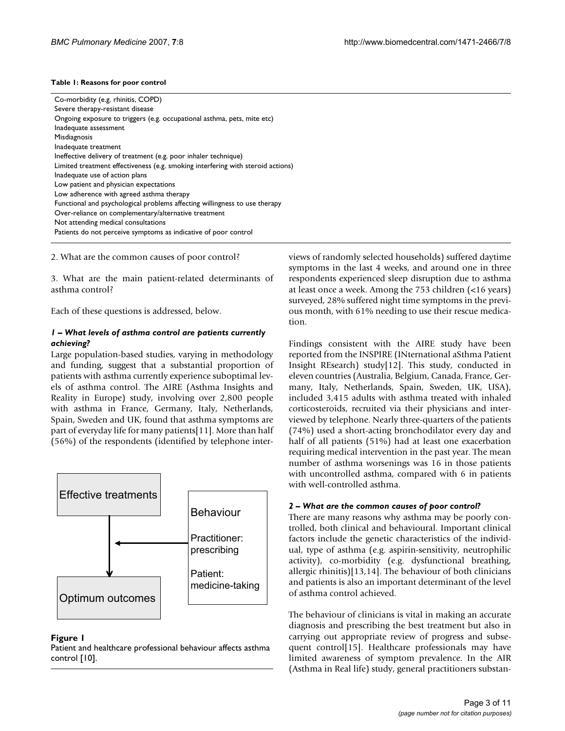**Table 1: Reasons for poor control**

| Reasons for poor control |
|---|
| Co-morbidity (e.g. rhinitis, COPD) |
| Severe therapy-resistant disease |
| Ongoing exposure to triggers (e.g. occupational asthma, pets, mite etc) |
| Inadequate assessment |
| Misdiagnosis |
| Inadequate treatment |
| Ineffective delivery of treatment (e.g. poor inhaler technique) |
| Limited treatment effectiveness (e.g. smoking interfering with steroid actions) |
| Inadequate use of action plans |
| Low patient and physician expectations |
| Low adherence with agreed asthma therapy |
| Functional and psychological problems affecting willingness to use therapy |
| Over-reliance on complementary/alternative treatment |
| Not attending medical consultations |
| Patients do not perceive symptoms as indicative of poor control |

2. What are the common causes of poor control?

3. What are the main patient-related determinants of asthma control?

Each of these questions is addressed, below.

### *1 – What levels of asthma control are patients currently achieving?*

Large population-based studies, varying in methodology and funding, suggest that a substantial proportion of patients with asthma currently experience suboptimal levels of asthma control. The AIRE (Asthma Insights and Reality in Europe) study, involving over 2,800 people with asthma in France, Germany, Italy, Netherlands, Spain, Sweden and UK, found that asthma symptoms are part of everyday life for many patients[11]. More than half (56%) of the respondents (identified by telephone interviews of randomly selected households) suffered daytime symptoms in the last 4 weeks, and around one in three respondents experienced sleep disruption due to asthma at least once a week. Among the 753 children (<16 years) surveyed, 28% suffered night time symptoms in the previous month, with 61% needing to use their rescue medication.

Effective treatments → Optimum outcomes; Behaviour — Practitioner: prescribing; Patient: medicine-taking

**Figure 1**
Patient and healthcare professional behaviour affects asthma control [10].

Findings consistent with the AIRE study have been reported from the INSPIRE (INternational aSthma Patient Insight REsearch) study[12]. This study, conducted in eleven countries (Australia, Belgium, Canada, France, Germany, Italy, Netherlands, Spain, Sweden, UK, USA), included 3,415 adults with asthma treated with inhaled corticosteroids, recruited via their physicians and interviewed by telephone. Nearly three-quarters of the patients (74%) used a short-acting bronchodilator every day and half of all patients (51%) had at least one exacerbation requiring medical intervention in the past year. The mean number of asthma worsenings was 16 in those patients with uncontrolled asthma, compared with 6 in patients with well-controlled asthma.

### *2 – What are the common causes of poor control?*

There are many reasons why asthma may be poorly controlled, both clinical and behavioural. Important clinical factors include the genetic characteristics of the individual, type of asthma (e.g. aspirin-sensitivity, neutrophilic activity), co-morbidity (e.g. dysfunctional breathing, allergic rhinitis)[13,14]. The behaviour of both clinicians and patients is also an important determinant of the level of asthma control achieved.

The behaviour of clinicians is vital in making an accurate diagnosis and prescribing the best treatment but also in carrying out appropriate review of progress and subsequent control[15]. Healthcare professionals may have limited awareness of symptom prevalence. In the AIR (Asthma in Real life) study, general practitioners substan-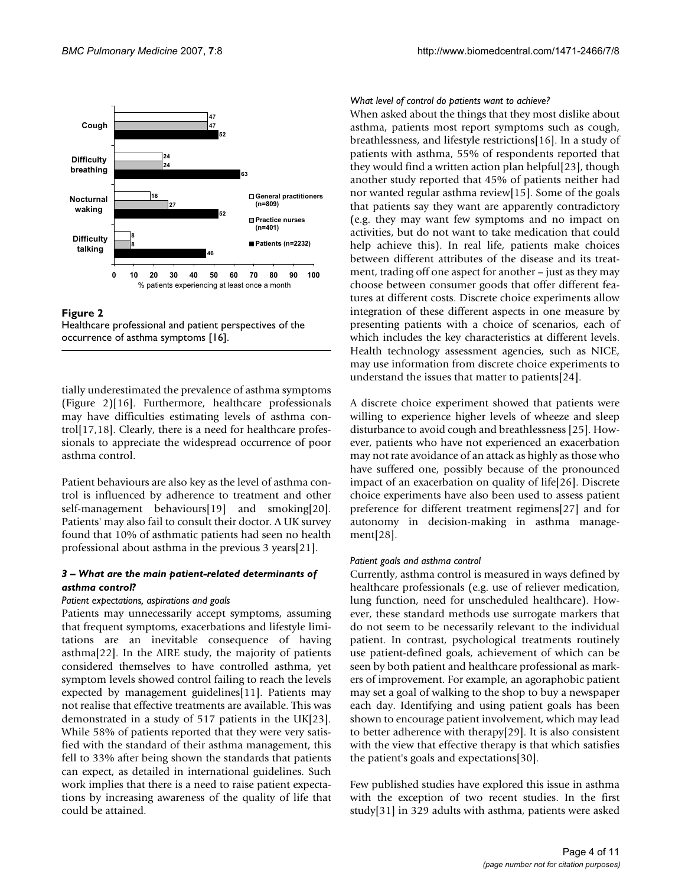Figure 2

Healthcare professional and patient perspectives of the occurrence of asthma symptoms [16].

tially underestimated the prevalence of asthma symptoms (Figure 2)[16]. Furthermore, healthcare professionals may have difficulties estimating levels of asthma control[17,18]. Clearly, there is a need for healthcare professionals to appreciate the widespread occurrence of poor asthma control.

Patient behaviours are also key as the level of asthma control is influenced by adherence to treatment and other self-management behaviours[19] and smoking[20]. Patients' may also fail to consult their doctor. A UK survey found that 10% of asthmatic patients had seen no health professional about asthma in the previous 3 years[21].

### 3 – What are the main patient-related determinants of asthma control?

#### Patient expectations, aspirations and goals

Patients may unnecessarily accept symptoms, assuming that frequent symptoms, exacerbations and lifestyle limitations are an inevitable consequence of having asthma[22]. In the AIRE study, the majority of patients considered themselves to have controlled asthma, yet symptom levels showed control failing to reach the levels expected by management guidelines[11]. Patients may not realise that effective treatments are available. This was demonstrated in a study of 517 patients in the UK[23]. While 58% of patients reported that they were very satisfied with the standard of their asthma management, this fell to 33% after being shown the standards that patients can expect, as detailed in international guidelines. Such work implies that there is a need to raise patient expectations by increasing awareness of the quality of life that could be attained.

#### What level of control do patients want to achieve?

When asked about the things that they most dislike about asthma, patients most report symptoms such as cough, breathlessness, and lifestyle restrictions[16]. In a study of patients with asthma, 55% of respondents reported that they would find a written action plan helpful[23], though another study reported that 45% of patients neither had nor wanted regular asthma review[15]. Some of the goals that patients say they want are apparently contradictory (e.g. they may want few symptoms and no impact on activities, but do not want to take medication that could help achieve this). In real life, patients make choices between different attributes of the disease and its treatment, trading off one aspect for another – just as they may choose between consumer goods that offer different features at different costs. Discrete choice experiments allow integration of these different aspects in one measure by presenting patients with a choice of scenarios, each of which includes the key characteristics at different levels. Health technology assessment agencies, such as NICE, may use information from discrete choice experiments to understand the issues that matter to patients[24].

A discrete choice experiment showed that patients were willing to experience higher levels of wheeze and sleep disturbance to avoid cough and breathlessness [25]. However, patients who have not experienced an exacerbation may not rate avoidance of an attack as highly as those who have suffered one, possibly because of the pronounced impact of an exacerbation on quality of life[26]. Discrete choice experiments have also been used to assess patient preference for different treatment regimens[27] and for autonomy in decision-making in asthma management[28].

#### Patient goals and asthma control

Currently, asthma control is measured in ways defined by healthcare professionals (e.g. use of reliever medication, lung function, need for unscheduled healthcare). However, these standard methods use surrogate markers that do not seem to be necessarily relevant to the individual patient. In contrast, psychological treatments routinely use patient-defined goals, achievement of which can be seen by both patient and healthcare professional as markers of improvement. For example, an agoraphobic patient may set a goal of walking to the shop to buy a newspaper each day. Identifying and using patient goals has been shown to encourage patient involvement, which may lead to better adherence with therapy[29]. It is also consistent with the view that effective therapy is that which satisfies the patient's goals and expectations[30].

Few published studies have explored this issue in asthma with the exception of two recent studies. In the first study[31] in 329 adults with asthma, patients were asked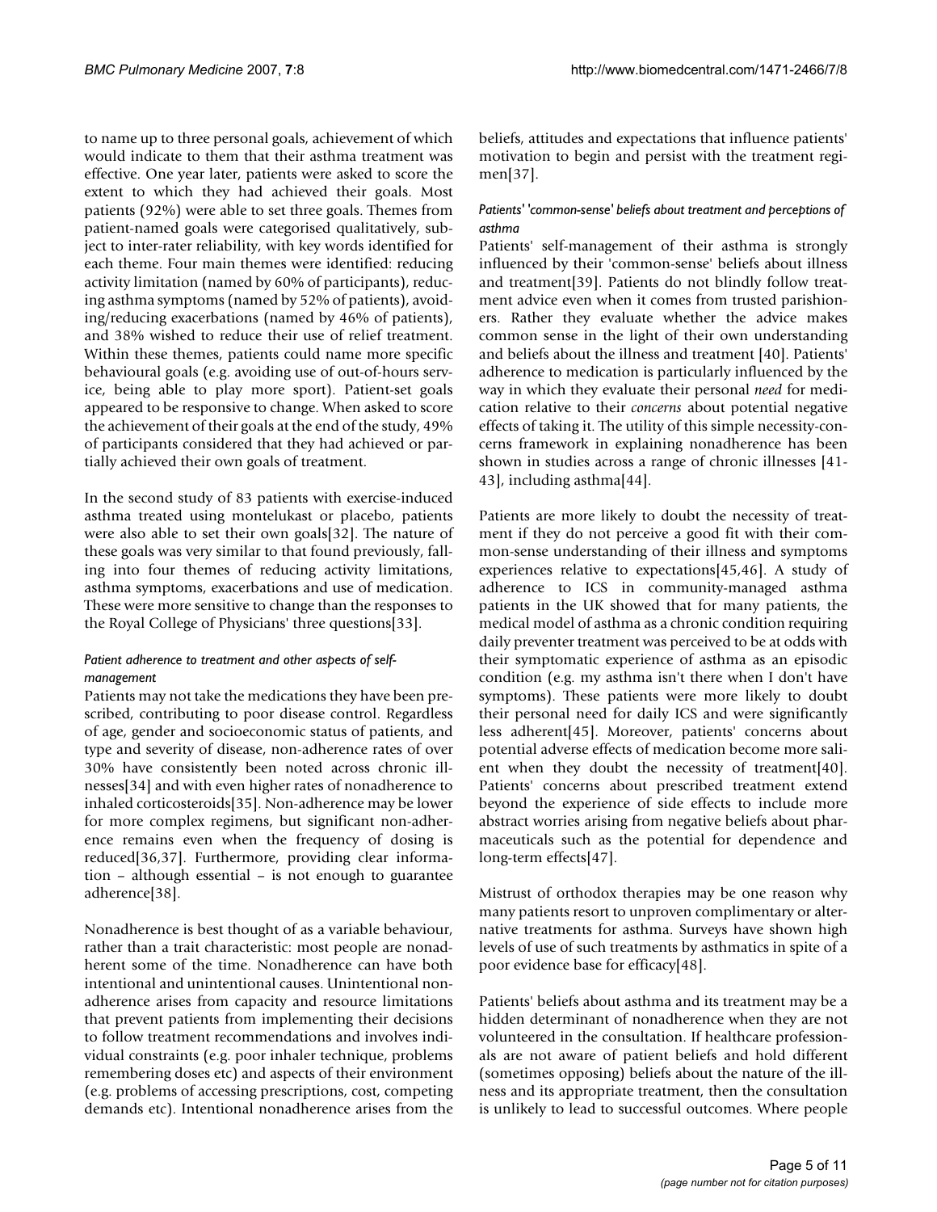to name up to three personal goals, achievement of which would indicate to them that their asthma treatment was effective. One year later, patients were asked to score the extent to which they had achieved their goals. Most patients (92%) were able to set three goals. Themes from patient-named goals were categorised qualitatively, subject to inter-rater reliability, with key words identified for each theme. Four main themes were identified: reducing activity limitation (named by 60% of participants), reducing asthma symptoms (named by 52% of patients), avoiding/reducing exacerbations (named by 46% of patients), and 38% wished to reduce their use of relief treatment. Within these themes, patients could name more specific behavioural goals (e.g. avoiding use of out-of-hours service, being able to play more sport). Patient-set goals appeared to be responsive to change. When asked to score the achievement of their goals at the end of the study, 49% of participants considered that they had achieved or partially achieved their own goals of treatment.

In the second study of 83 patients with exercise-induced asthma treated using montelukast or placebo, patients were also able to set their own goals[32]. The nature of these goals was very similar to that found previously, falling into four themes of reducing activity limitations, asthma symptoms, exacerbations and use of medication. These were more sensitive to change than the responses to the Royal College of Physicians' three questions[33].

#### *Patient adherence to treatment and other aspects of self-management*

Patients may not take the medications they have been prescribed, contributing to poor disease control. Regardless of age, gender and socioeconomic status of patients, and type and severity of disease, non-adherence rates of over 30% have consistently been noted across chronic illnesses[34] and with even higher rates of nonadherence to inhaled corticosteroids[35]. Non-adherence may be lower for more complex regimens, but significant non-adherence remains even when the frequency of dosing is reduced[36,37]. Furthermore, providing clear information – although essential – is not enough to guarantee adherence[38].

Nonadherence is best thought of as a variable behaviour, rather than a trait characteristic: most people are nonadherent some of the time. Nonadherence can have both intentional and unintentional causes. Unintentional nonadherence arises from capacity and resource limitations that prevent patients from implementing their decisions to follow treatment recommendations and involves individual constraints (e.g. poor inhaler technique, problems remembering doses etc) and aspects of their environment (e.g. problems of accessing prescriptions, cost, competing demands etc). Intentional nonadherence arises from the beliefs, attitudes and expectations that influence patients' motivation to begin and persist with the treatment regimen[37].

#### *Patients' 'common-sense' beliefs about treatment and perceptions of asthma*

Patients' self-management of their asthma is strongly influenced by their 'common-sense' beliefs about illness and treatment[39]. Patients do not blindly follow treatment advice even when it comes from trusted parishioners. Rather they evaluate whether the advice makes common sense in the light of their own understanding and beliefs about the illness and treatment [40]. Patients' adherence to medication is particularly influenced by the way in which they evaluate their personal *need* for medication relative to their *concerns* about potential negative effects of taking it. The utility of this simple necessity-concerns framework in explaining nonadherence has been shown in studies across a range of chronic illnesses [41-43], including asthma[44].

Patients are more likely to doubt the necessity of treatment if they do not perceive a good fit with their common-sense understanding of their illness and symptoms experiences relative to expectations[45,46]. A study of adherence to ICS in community-managed asthma patients in the UK showed that for many patients, the medical model of asthma as a chronic condition requiring daily preventer treatment was perceived to be at odds with their symptomatic experience of asthma as an episodic condition (e.g. my asthma isn't there when I don't have symptoms). These patients were more likely to doubt their personal need for daily ICS and were significantly less adherent[45]. Moreover, patients' concerns about potential adverse effects of medication become more salient when they doubt the necessity of treatment[40]. Patients' concerns about prescribed treatment extend beyond the experience of side effects to include more abstract worries arising from negative beliefs about pharmaceuticals such as the potential for dependence and long-term effects[47].

Mistrust of orthodox therapies may be one reason why many patients resort to unproven complimentary or alternative treatments for asthma. Surveys have shown high levels of use of such treatments by asthmatics in spite of a poor evidence base for efficacy[48].

Patients' beliefs about asthma and its treatment may be a hidden determinant of nonadherence when they are not volunteered in the consultation. If healthcare professionals are not aware of patient beliefs and hold different (sometimes opposing) beliefs about the nature of the illness and its appropriate treatment, then the consultation is unlikely to lead to successful outcomes. Where people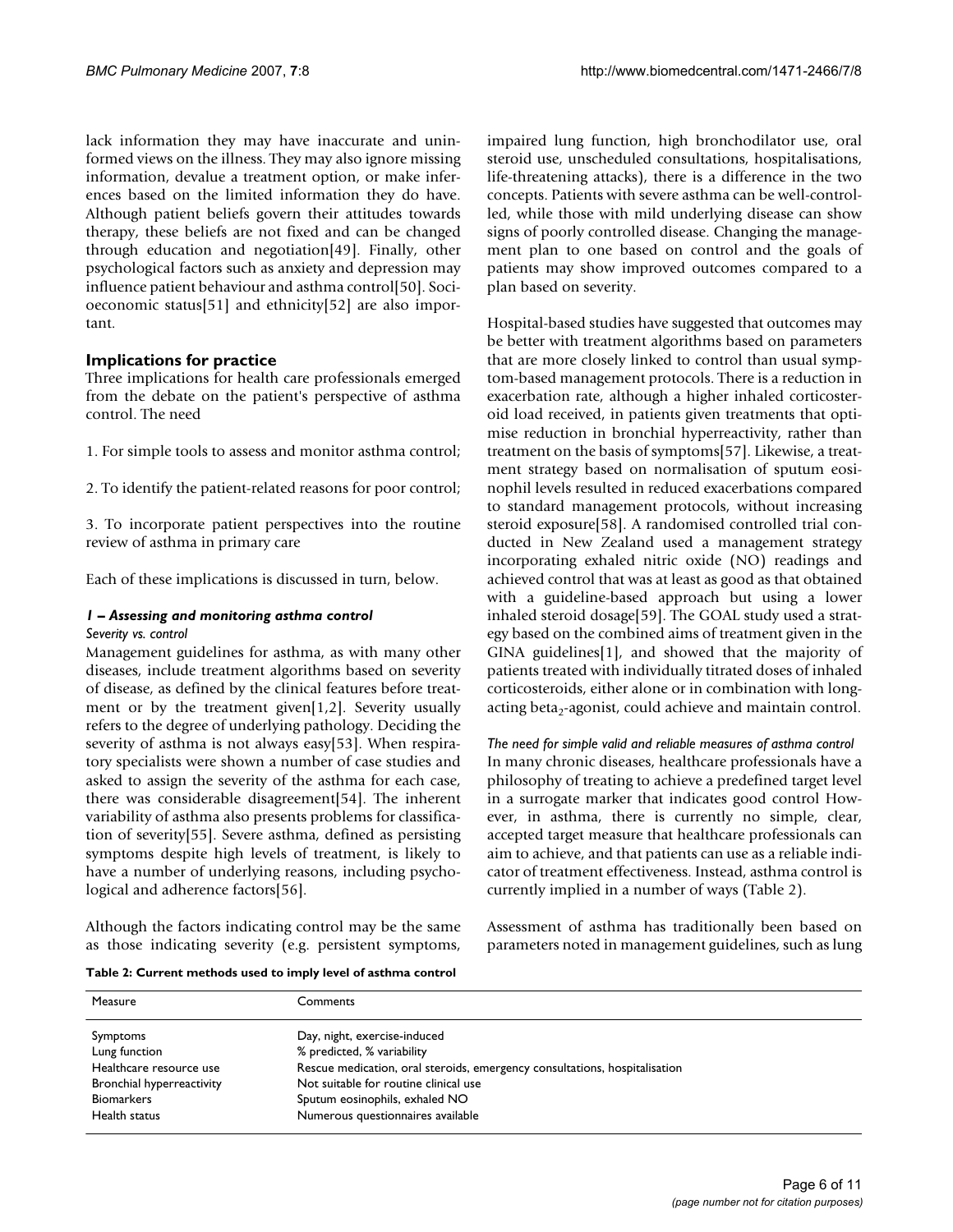lack information they may have inaccurate and uninformed views on the illness. They may also ignore missing information, devalue a treatment option, or make inferences based on the limited information they do have. Although patient beliefs govern their attitudes towards therapy, these beliefs are not fixed and can be changed through education and negotiation[49]. Finally, other psychological factors such as anxiety and depression may influence patient behaviour and asthma control[50]. Socioeconomic status[51] and ethnicity[52] are also important.

## Implications for practice

Three implications for health care professionals emerged from the debate on the patient's perspective of asthma control. The need

1. For simple tools to assess and monitor asthma control;

2. To identify the patient-related reasons for poor control;

3. To incorporate patient perspectives into the routine review of asthma in primary care

Each of these implications is discussed in turn, below.

### *1 – Assessing and monitoring asthma control*

*Severity vs. control*

Management guidelines for asthma, as with many other diseases, include treatment algorithms based on severity of disease, as defined by the clinical features before treatment or by the treatment given[1,2]. Severity usually refers to the degree of underlying pathology. Deciding the severity of asthma is not always easy[53]. When respiratory specialists were shown a number of case studies and asked to assign the severity of the asthma for each case, there was considerable disagreement[54]. The inherent variability of asthma also presents problems for classification of severity[55]. Severe asthma, defined as persisting symptoms despite high levels of treatment, is likely to have a number of underlying reasons, including psychological and adherence factors[56].

Although the factors indicating control may be the same as those indicating severity (e.g. persistent symptoms, impaired lung function, high bronchodilator use, oral steroid use, unscheduled consultations, hospitalisations, life-threatening attacks), there is a difference in the two concepts. Patients with severe asthma can be well-controlled, while those with mild underlying disease can show signs of poorly controlled disease. Changing the management plan to one based on control and the goals of patients may show improved outcomes compared to a plan based on severity.

Hospital-based studies have suggested that outcomes may be better with treatment algorithms based on parameters that are more closely linked to control than usual symptom-based management protocols. There is a reduction in exacerbation rate, although a higher inhaled corticosteroid load received, in patients given treatments that optimise reduction in bronchial hyperreactivity, rather than treatment on the basis of symptoms[57]. Likewise, a treatment strategy based on normalisation of sputum eosinophil levels resulted in reduced exacerbations compared to standard management protocols, without increasing steroid exposure[58]. A randomised controlled trial conducted in New Zealand used a management strategy incorporating exhaled nitric oxide (NO) readings and achieved control that was at least as good as that obtained with a guideline-based approach but using a lower inhaled steroid dosage[59]. The GOAL study used a strategy based on the combined aims of treatment given in the GINA guidelines[1], and showed that the majority of patients treated with individually titrated doses of inhaled corticosteroids, either alone or in combination with long-acting beta$_2$-agonist, could achieve and maintain control.

*The need for simple valid and reliable measures of asthma control*

In many chronic diseases, healthcare professionals have a philosophy of treating to achieve a predefined target level in a surrogate marker that indicates good control However, in asthma, there is currently no simple, clear, accepted target measure that healthcare professionals can aim to achieve, and that patients can use as a reliable indicator of treatment effectiveness. Instead, asthma control is currently implied in a number of ways (Table 2).

Assessment of asthma has traditionally been based on parameters noted in management guidelines, such as lung

**Table 2: Current methods used to imply level of asthma control**

| Measure | Comments |
|---|---|
| Symptoms | Day, night, exercise-induced |
| Lung function | % predicted, % variability |
| Healthcare resource use | Rescue medication, oral steroids, emergency consultations, hospitalisation |
| Bronchial hyperreactivity | Not suitable for routine clinical use |
| Biomarkers | Sputum eosinophils, exhaled NO |
| Health status | Numerous questionnaires available |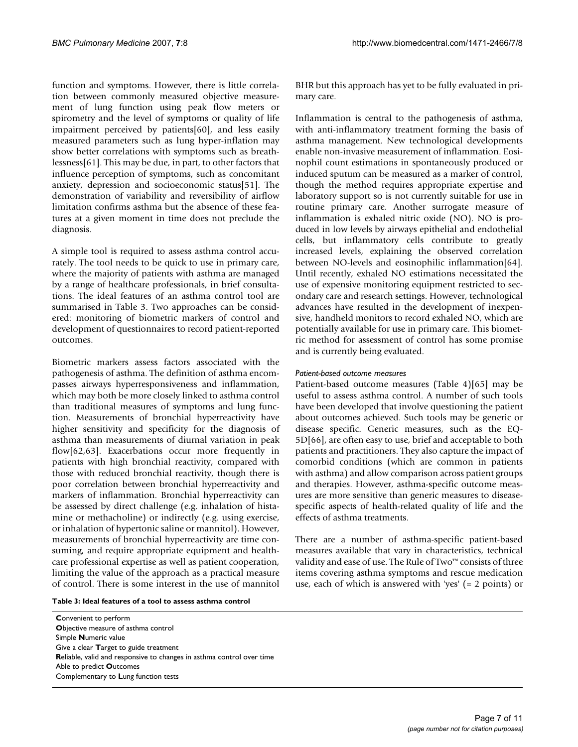function and symptoms. However, there is little correlation between commonly measured objective measurement of lung function using peak flow meters or spirometry and the level of symptoms or quality of life impairment perceived by patients[60], and less easily measured parameters such as lung hyper-inflation may show better correlations with symptoms such as breathlessness[61]. This may be due, in part, to other factors that influence perception of symptoms, such as concomitant anxiety, depression and socioeconomic status[51]. The demonstration of variability and reversibility of airflow limitation confirms asthma but the absence of these features at a given moment in time does not preclude the diagnosis.

A simple tool is required to assess asthma control accurately. The tool needs to be quick to use in primary care, where the majority of patients with asthma are managed by a range of healthcare professionals, in brief consultations. The ideal features of an asthma control tool are summarised in Table 3. Two approaches can be considered: monitoring of biometric markers of control and development of questionnaires to record patient-reported outcomes.

Biometric markers assess factors associated with the pathogenesis of asthma. The definition of asthma encompasses airways hyperresponsiveness and inflammation, which may both be more closely linked to asthma control than traditional measures of symptoms and lung function. Measurements of bronchial hyperreactivity have higher sensitivity and specificity for the diagnosis of asthma than measurements of diurnal variation in peak flow[62,63]. Exacerbations occur more frequently in patients with high bronchial reactivity, compared with those with reduced bronchial reactivity, though there is poor correlation between bronchial hyperreactivity and markers of inflammation. Bronchial hyperreactivity can be assessed by direct challenge (e.g. inhalation of histamine or methacholine) or indirectly (e.g. using exercise, or inhalation of hypertonic saline or mannitol). However, measurements of bronchial hyperreactivity are time consuming, and require appropriate equipment and healthcare professional expertise as well as patient cooperation, limiting the value of the approach as a practical measure of control. There is some interest in the use of mannitol BHR but this approach has yet to be fully evaluated in primary care.

Inflammation is central to the pathogenesis of asthma, with anti-inflammatory treatment forming the basis of asthma management. New technological developments enable non-invasive measurement of inflammation. Eosinophil count estimations in spontaneously produced or induced sputum can be measured as a marker of control, though the method requires appropriate expertise and laboratory support so is not currently suitable for use in routine primary care. Another surrogate measure of inflammation is exhaled nitric oxide (NO). NO is produced in low levels by airways epithelial and endothelial cells, but inflammatory cells contribute to greatly increased levels, explaining the observed correlation between NO-levels and eosinophilic inflammation[64]. Until recently, exhaled NO estimations necessitated the use of expensive monitoring equipment restricted to secondary care and research settings. However, technological advances have resulted in the development of inexpensive, handheld monitors to record exhaled NO, which are potentially available for use in primary care. This biometric method for assessment of control has some promise and is currently being evaluated.

*Patient-based outcome measures*

Patient-based outcome measures (Table 4)[65] may be useful to assess asthma control. A number of such tools have been developed that involve questioning the patient about outcomes achieved. Such tools may be generic or disease specific. Generic measures, such as the EQ-5D[66], are often easy to use, brief and acceptable to both patients and practitioners. They also capture the impact of comorbid conditions (which are common in patients with asthma) and allow comparison across patient groups and therapies. However, asthma-specific outcome measures are more sensitive than generic measures to disease-specific aspects of health-related quality of life and the effects of asthma treatments.

There are a number of asthma-specific patient-based measures available that vary in characteristics, technical validity and ease of use. The Rule of Two™ consists of three items covering asthma symptoms and rescue medication use, each of which is answered with 'yes' (= 2 points) or

**Table 3: Ideal features of a tool to assess asthma control**

| |
|---|
| **C**onvenient to perform |
| **O**bjective measure of asthma control |
| Simple **N**umeric value |
| Give a clear **T**arget to guide treatment |
| **R**eliable, valid and responsive to changes in asthma control over time |
| Able to predict **O**utcomes |
| Complementary to **L**ung function tests |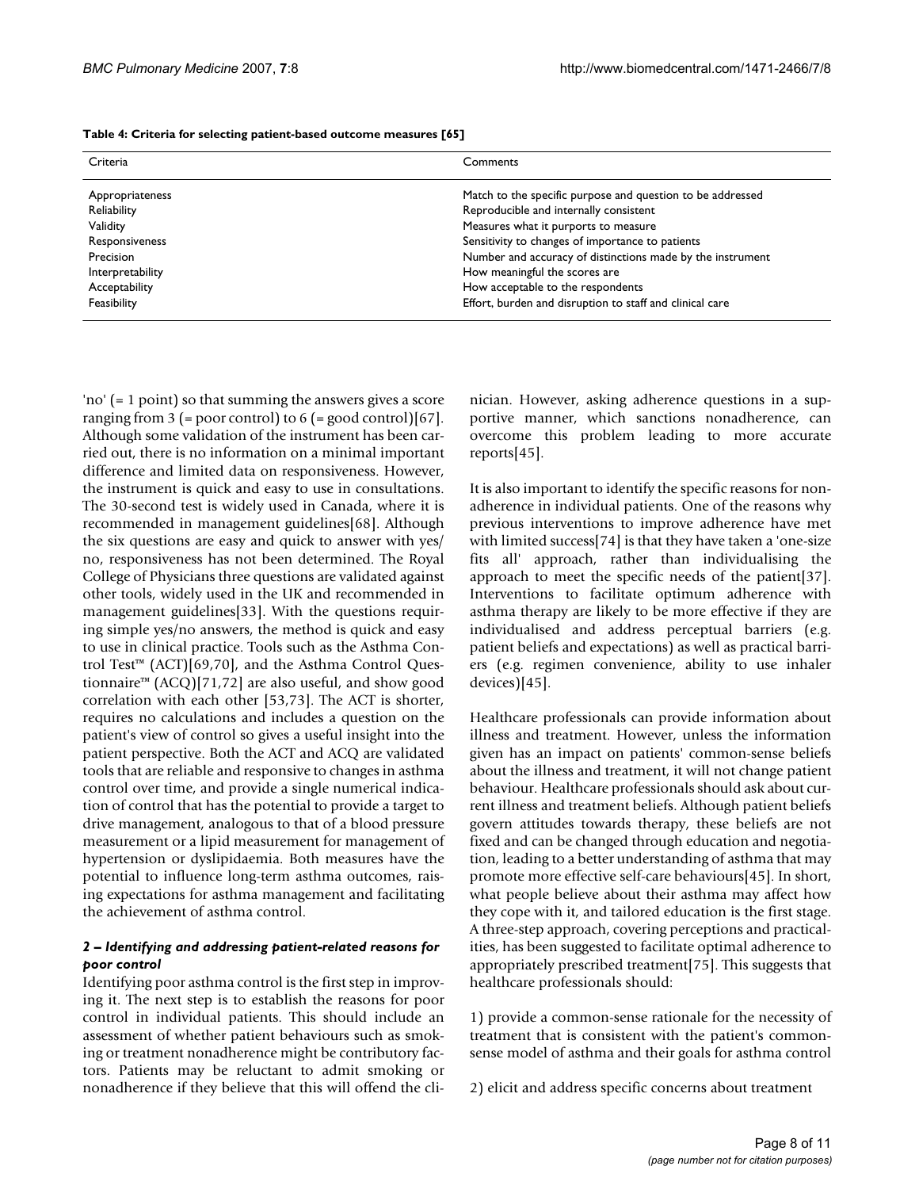**Table 4: Criteria for selecting patient-based outcome measures [65]**

| Criteria | Comments |
| --- | --- |
| Appropriateness | Match to the specific purpose and question to be addressed |
| Reliability | Reproducible and internally consistent |
| Validity | Measures what it purports to measure |
| Responsiveness | Sensitivity to changes of importance to patients |
| Precision | Number and accuracy of distinctions made by the instrument |
| Interpretability | How meaningful the scores are |
| Acceptability | How acceptable to the respondents |
| Feasibility | Effort, burden and disruption to staff and clinical care |

'no' (= 1 point) so that summing the answers gives a score ranging from 3 (= poor control) to 6 (= good control)[67]. Although some validation of the instrument has been carried out, there is no information on a minimal important difference and limited data on responsiveness. However, the instrument is quick and easy to use in consultations. The 30-second test is widely used in Canada, where it is recommended in management guidelines[68]. Although the six questions are easy and quick to answer with yes/no, responsiveness has not been determined. The Royal College of Physicians three questions are validated against other tools, widely used in the UK and recommended in management guidelines[33]. With the questions requiring simple yes/no answers, the method is quick and easy to use in clinical practice. Tools such as the Asthma Control Test™ (ACT)[69,70], and the Asthma Control Questionnaire™ (ACQ)[71,72] are also useful, and show good correlation with each other [53,73]. The ACT is shorter, requires no calculations and includes a question on the patient's view of control so gives a useful insight into the patient perspective. Both the ACT and ACQ are validated tools that are reliable and responsive to changes in asthma control over time, and provide a single numerical indication of control that has the potential to provide a target to drive management, analogous to that of a blood pressure measurement or a lipid measurement for management of hypertension or dyslipidaemia. Both measures have the potential to influence long-term asthma outcomes, raising expectations for asthma management and facilitating the achievement of asthma control.

### *2 – Identifying and addressing patient-related reasons for poor control*

Identifying poor asthma control is the first step in improving it. The next step is to establish the reasons for poor control in individual patients. This should include an assessment of whether patient behaviours such as smoking or treatment nonadherence might be contributory factors. Patients may be reluctant to admit smoking or nonadherence if they believe that this will offend the clinician. However, asking adherence questions in a supportive manner, which sanctions nonadherence, can overcome this problem leading to more accurate reports[45].

It is also important to identify the specific reasons for nonadherence in individual patients. One of the reasons why previous interventions to improve adherence have met with limited success[74] is that they have taken a 'one-size fits all' approach, rather than individualising the approach to meet the specific needs of the patient[37]. Interventions to facilitate optimum adherence with asthma therapy are likely to be more effective if they are individualised and address perceptual barriers (e.g. patient beliefs and expectations) as well as practical barriers (e.g. regimen convenience, ability to use inhaler devices)[45].

Healthcare professionals can provide information about illness and treatment. However, unless the information given has an impact on patients' common-sense beliefs about the illness and treatment, it will not change patient behaviour. Healthcare professionals should ask about current illness and treatment beliefs. Although patient beliefs govern attitudes towards therapy, these beliefs are not fixed and can be changed through education and negotiation, leading to a better understanding of asthma that may promote more effective self-care behaviours[45]. In short, what people believe about their asthma may affect how they cope with it, and tailored education is the first stage. A three-step approach, covering perceptions and practicalities, has been suggested to facilitate optimal adherence to appropriately prescribed treatment[75]. This suggests that healthcare professionals should:

1) provide a common-sense rationale for the necessity of treatment that is consistent with the patient's common-sense model of asthma and their goals for asthma control

2) elicit and address specific concerns about treatment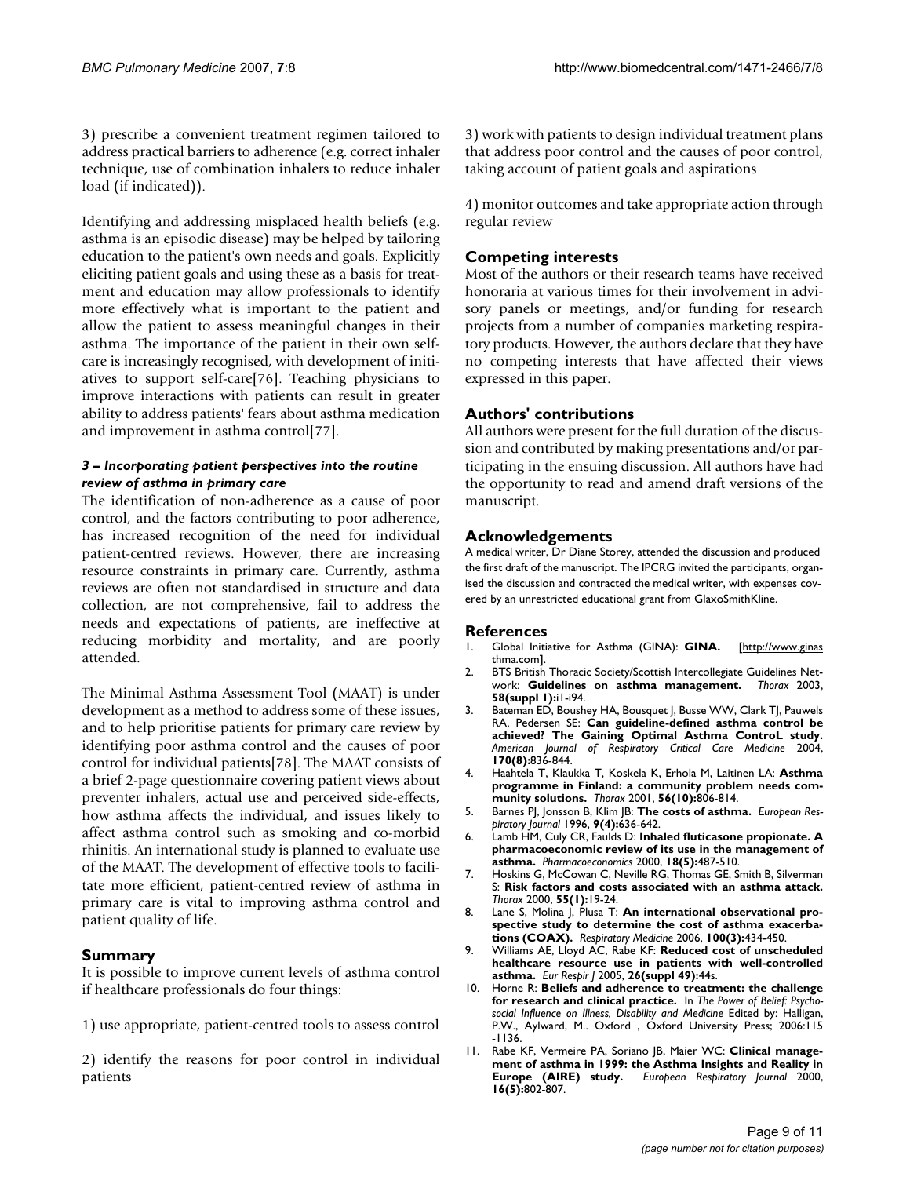3) prescribe a convenient treatment regimen tailored to address practical barriers to adherence (e.g. correct inhaler technique, use of combination inhalers to reduce inhaler load (if indicated)).

Identifying and addressing misplaced health beliefs (e.g. asthma is an episodic disease) may be helped by tailoring education to the patient's own needs and goals. Explicitly eliciting patient goals and using these as a basis for treatment and education may allow professionals to identify more effectively what is important to the patient and allow the patient to assess meaningful changes in their asthma. The importance of the patient in their own self-care is increasingly recognised, with development of initiatives to support self-care[76]. Teaching physicians to improve interactions with patients can result in greater ability to address patients' fears about asthma medication and improvement in asthma control[77].

#### *3 – Incorporating patient perspectives into the routine review of asthma in primary care*

The identification of non-adherence as a cause of poor control, and the factors contributing to poor adherence, has increased recognition of the need for individual patient-centred reviews. However, there are increasing resource constraints in primary care. Currently, asthma reviews are often not standardised in structure and data collection, are not comprehensive, fail to address the needs and expectations of patients, are ineffective at reducing morbidity and mortality, and are poorly attended.

The Minimal Asthma Assessment Tool (MAAT) is under development as a method to address some of these issues, and to help prioritise patients for primary care review by identifying poor asthma control and the causes of poor control for individual patients[78]. The MAAT consists of a brief 2-page questionnaire covering patient views about preventer inhalers, actual use and perceived side-effects, how asthma affects the individual, and issues likely to affect asthma control such as smoking and co-morbid rhinitis. An international study is planned to evaluate use of the MAAT. The development of effective tools to facilitate more efficient, patient-centred review of asthma in primary care is vital to improving asthma control and patient quality of life.

## Summary

It is possible to improve current levels of asthma control if healthcare professionals do four things:

1) use appropriate, patient-centred tools to assess control

2) identify the reasons for poor control in individual patients

3) work with patients to design individual treatment plans that address poor control and the causes of poor control, taking account of patient goals and aspirations

4) monitor outcomes and take appropriate action through regular review

## Competing interests

Most of the authors or their research teams have received honoraria at various times for their involvement in advisory panels or meetings, and/or funding for research projects from a number of companies marketing respiratory products. However, the authors declare that they have no competing interests that have affected their views expressed in this paper.

## Authors' contributions

All authors were present for the full duration of the discussion and contributed by making presentations and/or participating in the ensuing discussion. All authors have had the opportunity to read and amend draft versions of the manuscript.

## Acknowledgements

A medical writer, Dr Diane Storey, attended the discussion and produced the first draft of the manuscript. The IPCRG invited the participants, organised the discussion and contracted the medical writer, with expenses covered by an unrestricted educational grant from GlaxoSmithKline.

## References

1. Global Initiative for Asthma (GINA): **GINA.** [http://www.ginasthma.com].
2. BTS British Thoracic Society/Scottish Intercollegiate Guidelines Network: **Guidelines on asthma management.** *Thorax* 2003, **58(suppl 1):**i1-i94.
3. Bateman ED, Boushey HA, Bousquet J, Busse WW, Clark TJ, Pauwels RA, Pedersen SE: **Can guideline-defined asthma control be achieved? The Gaining Optimal Asthma ControL study.** *American Journal of Respiratory Critical Care Medicine* 2004, **170(8):**836-844.
4. Haahtela T, Klaukka T, Koskela K, Erhola M, Laitinen LA: **Asthma programme in Finland: a community problem needs community solutions.** *Thorax* 2001, **56(10):**806-814.
5. Barnes PJ, Jonsson B, Klim JB: **The costs of asthma.** *European Respiratory Journal* 1996, **9(4):**636-642.
6. Lamb HM, Culy CR, Faulds D: **Inhaled fluticasone propionate. A pharmacoeconomic review of its use in the management of asthma.** *Pharmacoeconomics* 2000, **18(5):**487-510.
7. Hoskins G, McCowan C, Neville RG, Thomas GE, Smith B, Silverman S: **Risk factors and costs associated with an asthma attack.** *Thorax* 2000, **55(1):**19-24.
8. Lane S, Molina J, Plusa T: **An international observational prospective study to determine the cost of asthma exacerbations (COAX).** *Respiratory Medicine* 2006, **100(3):**434-450.
9. Williams AE, Lloyd AC, Rabe KF: **Reduced cost of unscheduled healthcare resource use in patients with well-controlled asthma.** *Eur Respir J* 2005, **26(suppl 49):**44s.
10. Horne R: **Beliefs and adherence to treatment: the challenge for research and clinical practice.** In *The Power of Belief: Psychosocial Influence on Illness, Disability and Medicine* Edited by: Halligan, P.W., Aylward, M.. Oxford , Oxford University Press; 2006:115 -1136.
11. Rabe KF, Vermeire PA, Soriano JB, Maier WC: **Clinical management of asthma in 1999: the Asthma Insights and Reality in Europe (AIRE) study.** *European Respiratory Journal* 2000, **16(5):**802-807.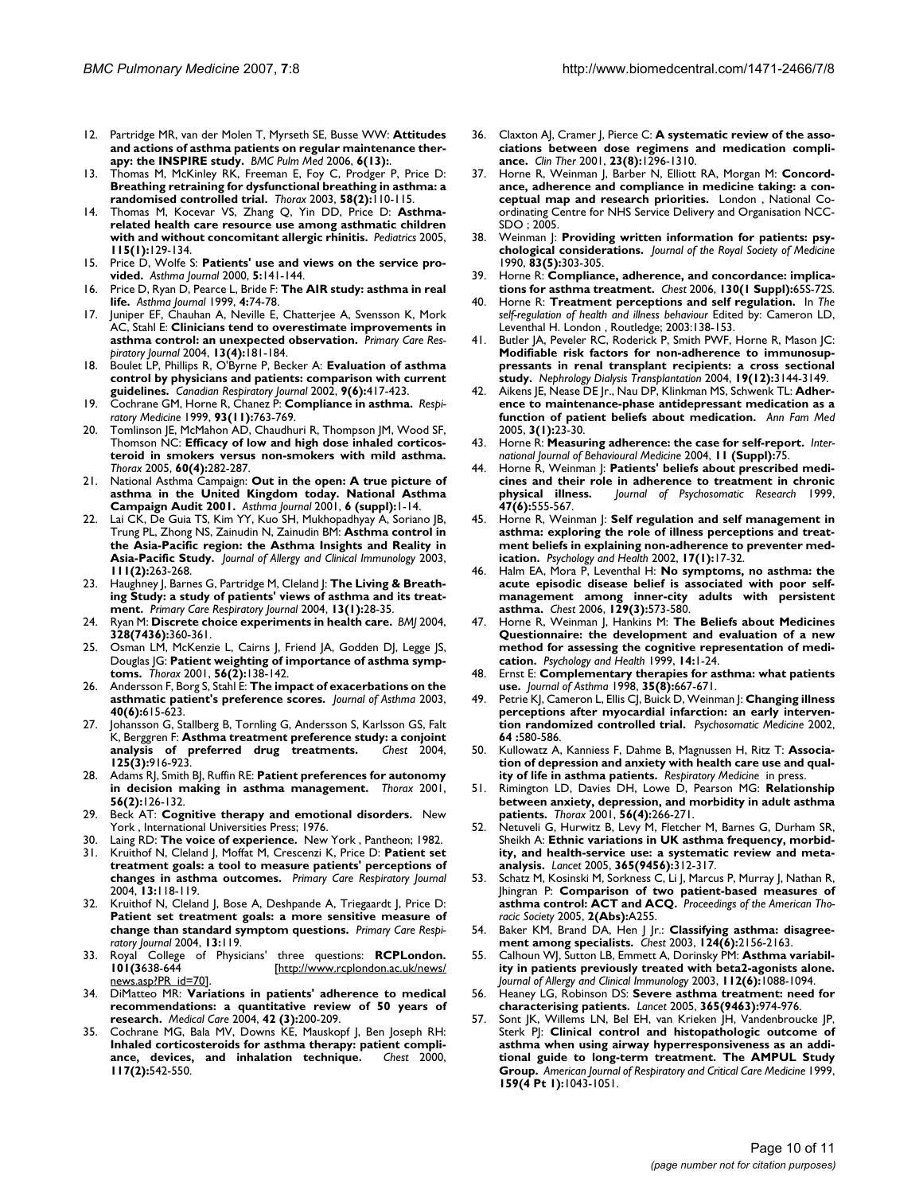12. Partridge MR, van der Molen T, Myrseth SE, Busse WW: **Attitudes and actions of asthma patients on regular maintenance therapy: the INSPIRE study.** *BMC Pulm Med* 2006, **6(13):**.
13. Thomas M, McKinley RK, Freeman E, Foy C, Prodger P, Price D: **Breathing retraining for dysfunctional breathing in asthma: a randomised controlled trial.** *Thorax* 2003, **58(2):**110-115.
14. Thomas M, Kocevar VS, Zhang Q, Yin DD, Price D: **Asthma-related health care resource use among asthmatic children with and without concomitant allergic rhinitis.** *Pediatrics* 2005, **115(1):**129-134.
15. Price D, Wolfe S: **Patients' use and views on the service provided.** *Asthma Journal* 2000, **5:**141-144.
16. Price D, Ryan D, Pearce L, Bride F: **The AIR study: asthma in real life.** *Asthma Journal* 1999, **4:**74-78.
17. Juniper EF, Chauhan A, Neville E, Chatterjee A, Svensson K, Mork AC, Stahl E: **Clinicians tend to overestimate improvements in asthma control: an unexpected observation.** *Primary Care Respiratory Journal* 2004, **13(4):**181-184.
18. Boulet LP, Phillips R, O'Byrne P, Becker A: **Evaluation of asthma control by physicians and patients: comparison with current guidelines.** *Canadian Respiratory Journal* 2002, **9(6):**417-423.
19. Cochrane GM, Horne R, Chanez P: **Compliance in asthma.** *Respiratory Medicine* 1999, **93(11):**763-769.
20. Tomlinson JE, McMahon AD, Chaudhuri R, Thompson JM, Wood SF, Thomson NC: **Efficacy of low and high dose inhaled corticosteroid in smokers versus non-smokers with mild asthma.** *Thorax* 2005, **60(4):**282-287.
21. National Asthma Campaign: **Out in the open: A true picture of asthma in the United Kingdom today. National Asthma Campaign Audit 2001.** *Asthma Journal* 2001, **6 (suppl):**1-14.
22. Lai CK, De Guia TS, Kim YY, Kuo SH, Mukhopadhyay A, Soriano JB, Trung PL, Zhong NS, Zainudin N, Zainudin BM: **Asthma control in the Asia-Pacific region: the Asthma Insights and Reality in Asia-Pacific Study.** *Journal of Allergy and Clinical Immunology* 2003, **111(2):**263-268.
23. Haughney J, Barnes G, Partridge M, Cleland J: **The Living & Breathing Study: a study of patients' views of asthma and its treatment.** *Primary Care Respiratory Journal* 2004, **13(1):**28-35.
24. Ryan M: **Discrete choice experiments in health care.** *BMJ* 2004, **328(7436):**360-361.
25. Osman LM, McKenzie L, Cairns J, Friend JA, Godden DJ, Legge JS, Douglas JG: **Patient weighting of importance of asthma symptoms.** *Thorax* 2001, **56(2):**138-142.
26. Andersson F, Borg S, Stahl E: **The impact of exacerbations on the asthmatic patient's preference scores.** *Journal of Asthma* 2003, **40(6):**615-623.
27. Johansson G, Stallberg B, Tornling G, Andersson S, Karlsson GS, Falt K, Berggren F: **Asthma treatment preference study: a conjoint analysis of preferred drug treatments.** *Chest* 2004, **125(3):**916-923.
28. Adams RJ, Smith BJ, Ruffin RE: **Patient preferences for autonomy in decision making in asthma management.** *Thorax* 2001, **56(2):**126-132.
29. Beck AT: **Cognitive therapy and emotional disorders.** New York , International Universities Press; 1976.
30. Laing RD: **The voice of experience.** New York , Pantheon; 1982.
31. Kruithof N, Cleland J, Moffat M, Crescenzi K, Price D: **Patient set treatment goals: a tool to measure patients' perceptions of changes in asthma outcomes.** *Primary Care Respiratory Journal* 2004, **13:**118-119.
32. Kruithof N, Cleland J, Bose A, Deshpande A, Triegaardt J, Price D: **Patient set treatment goals: a more sensitive measure of change than standard symptom questions.** *Primary Care Respiratory Journal* 2004, **13:**119.
33. Royal College of Physicians' three questions: **RCPLondon. 101(3**638-644 [http://www.rcplondon.ac.uk/news/news.asp?PR_id=70].
34. DiMatteo MR: **Variations in patients' adherence to medical recommendations: a quantitative review of 50 years of research.** *Medical Care* 2004, **42 (3):**200-209.
35. Cochrane MG, Bala MV, Downs KE, Mauskopf J, Ben Joseph RH: **Inhaled corticosteroids for asthma therapy: patient compliance, devices, and inhalation technique.** *Chest* 2000, **117(2):**542-550.
36. Claxton AJ, Cramer J, Pierce C: **A systematic review of the associations between dose regimens and medication compliance.** *Clin Ther* 2001, **23(8):**1296-1310.
37. Horne R, Weinman J, Barber N, Elliott RA, Morgan M: **Concordance, adherence and compliance in medicine taking: a conceptual map and research priorities.** London , National Co-ordinating Centre for NHS Service Delivery and Organisation NCC-SDO ; 2005.
38. Weinman J: **Providing written information for patients: psychological considerations.** *Journal of the Royal Society of Medicine* 1990, **83(5):**303-305.
39. Horne R: **Compliance, adherence, and concordance: implications for asthma treatment.** *Chest* 2006, **130(1 Suppl):**65S-72S.
40. Horne R: **Treatment perceptions and self regulation.** In *The self-regulation of health and illness behaviour* Edited by: Cameron LD, Leventhal H. London , Routledge; 2003:138-153.
41. Butler JA, Peveler RC, Roderick P, Smith PWF, Horne R, Mason JC: **Modifiable risk factors for non-adherence to immunosuppressants in renal transplant recipients: a cross sectional study.** *Nephrology Dialysis Transplantation* 2004, **19(12):**3144-3149.
42. Aikens JE, Nease DE Jr., Nau DP, Klinkman MS, Schwenk TL: **Adherence to maintenance-phase antidepressant medication as a function of patient beliefs about medication.** *Ann Fam Med* 2005, **3(1):**23-30.
43. Horne R: **Measuring adherence: the case for self-report.** *International Journal of Behavioural Medicine* 2004, **11 (Suppl):**75.
44. Horne R, Weinman J: **Patients' beliefs about prescribed medicines and their role in adherence to treatment in chronic physical illness.** *Journal of Psychosomatic Research* 1999, **47(6):**555-567.
45. Horne R, Weinman J: **Self regulation and self management in asthma: exploring the role of illness perceptions and treatment beliefs in explaining non-adherence to preventer medication.** *Psychology and Health* 2002, **17(1):**17-32.
46. Halm EA, Mora P, Leventhal H: **No symptoms, no asthma: the acute episodic disease belief is associated with poor self-management among inner-city adults with persistent asthma.** *Chest* 2006, **129(3):**573-580.
47. Horne R, Weinman J, Hankins M: **The Beliefs about Medicines Questionnaire: the development and evaluation of a new method for assessing the cognitive representation of medication.** *Psychology and Health* 1999, **14:**1-24.
48. Ernst E: **Complementary therapies for asthma: what patients use.** *Journal of Asthma* 1998, **35(8):**667-671.
49. Petrie KJ, Cameron L, Ellis CJ, Buick D, Weinman J: **Changing illness perceptions after myocardial infarction: an early intervention randomized controlled trial.** *Psychosomatic Medicine* 2002, **64 :**580-586.
50. Kullowatz A, Kanniess F, Dahme B, Magnussen H, Ritz T: **Association of depression and anxiety with health care use and quality of life in asthma patients.** *Respiratory Medicine* in press.
51. Rimington LD, Davies DH, Lowe D, Pearson MG: **Relationship between anxiety, depression, and morbidity in adult asthma patients.** *Thorax* 2001, **56(4):**266-271.
52. Netuveli G, Hurwitz B, Levy M, Fletcher M, Barnes G, Durham SR, Sheikh A: **Ethnic variations in UK asthma frequency, morbidity, and health-service use: a systematic review and meta-analysis.** *Lancet* 2005, **365(9456):**312-317.
53. Schatz M, Kosinski M, Sorkness C, Li J, Marcus P, Murray J, Nathan R, Jhingran P: **Comparison of two patient-based measures of asthma control: ACT and ACQ.** *Proceedings of the American Thoracic Society* 2005, **2(Abs):**A255.
54. Baker KM, Brand DA, Hen J Jr.: **Classifying asthma: disagreement among specialists.** *Chest* 2003, **124(6):**2156-2163.
55. Calhoun WJ, Sutton LB, Emmett A, Dorinsky PM: **Asthma variability in patients previously treated with beta2-agonists alone.** *Journal of Allergy and Clinical Immunology* 2003, **112(6):**1088-1094.
56. Heaney LG, Robinson DS: **Severe asthma treatment: need for characterising patients.** *Lancet* 2005, **365(9463):**974-976.
57. Sont JK, Willems LN, Bel EH, van Krieken JH, Vandenbroucke JP, Sterk PJ: **Clinical control and histopathologic outcome of asthma when using airway hyperresponsiveness as an additional guide to long-term treatment. The AMPUL Study Group.** *American Journal of Respiratory and Critical Care Medicine* 1999, **159(4 Pt 1):**1043-1051.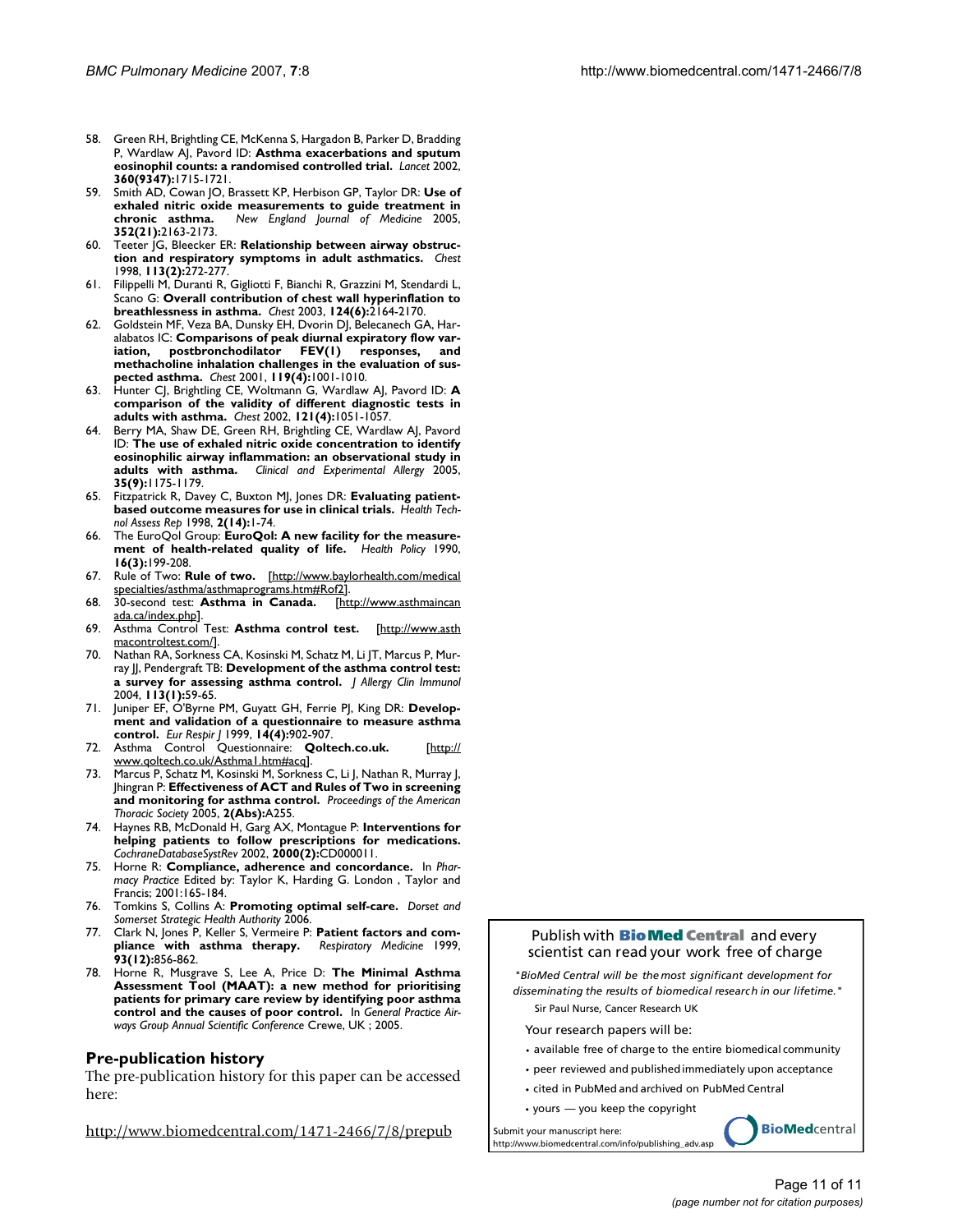58. Green RH, Brightling CE, McKenna S, Hargadon B, Parker D, Bradding P, Wardlaw AJ, Pavord ID: **Asthma exacerbations and sputum eosinophil counts: a randomised controlled trial.** *Lancet* 2002, **360(9347):**1715-1721.
59. Smith AD, Cowan JO, Brassett KP, Herbison GP, Taylor DR: **Use of exhaled nitric oxide measurements to guide treatment in chronic asthma.** *New England Journal of Medicine* 2005, **352(21):**2163-2173.
60. Teeter JG, Bleecker ER: **Relationship between airway obstruction and respiratory symptoms in adult asthmatics.** *Chest* 1998, **113(2):**272-277.
61. Filippelli M, Duranti R, Gigliotti F, Bianchi R, Grazzini M, Stendardi L, Scano G: **Overall contribution of chest wall hyperinflation to breathlessness in asthma.** *Chest* 2003, **124(6):**2164-2170.
62. Goldstein MF, Veza BA, Dunsky EH, Dvorin DJ, Belecanech GA, Haralabatos IC: **Comparisons of peak diurnal expiratory flow variation, postbronchodilator FEV(1) responses, and methacholine inhalation challenges in the evaluation of suspected asthma.** *Chest* 2001, **119(4):**1001-1010.
63. Hunter CJ, Brightling CE, Woltmann G, Wardlaw AJ, Pavord ID: **A comparison of the validity of different diagnostic tests in adults with asthma.** *Chest* 2002, **121(4):**1051-1057.
64. Berry MA, Shaw DE, Green RH, Brightling CE, Wardlaw AJ, Pavord ID: **The use of exhaled nitric oxide concentration to identify eosinophilic airway inflammation: an observational study in adults with asthma.** *Clinical and Experimental Allergy* 2005, **35(9):**1175-1179.
65. Fitzpatrick R, Davey C, Buxton MJ, Jones DR: **Evaluating patient-based outcome measures for use in clinical trials.** *Health Technol Assess Rep* 1998, **2(14):**1-74.
66. The EuroQol Group: **EuroQol: A new facility for the measurement of health-related quality of life.** *Health Policy* 1990, **16(3):**199-208.
67. Rule of Two: **Rule of two.** [http://www.baylorhealth.com/medicalspecialties/asthma/asthmaprograms.htm#Rof2].
68. 30-second test: **Asthma in Canada.** [http://www.asthmaincanada.ca/index.php].
69. Asthma Control Test: **Asthma control test.** [http://www.asthmacontroltest.com/].
70. Nathan RA, Sorkness CA, Kosinski M, Schatz M, Li JT, Marcus P, Murray JJ, Pendergraft TB: **Development of the asthma control test: a survey for assessing asthma control.** *J Allergy Clin Immunol* 2004, **113(1):**59-65.
71. Juniper EF, O'Byrne PM, Guyatt GH, Ferrie PJ, King DR: **Development and validation of a questionnaire to measure asthma control.** *Eur Respir J* 1999, **14(4):**902-907.
72. Asthma Control Questionnaire: **Qoltech.co.uk.** [http://www.qoltech.co.uk/Asthma1.htm#acq].
73. Marcus P, Schatz M, Kosinski M, Sorkness C, Li J, Nathan R, Murray J, Jhingran P: **Effectiveness of ACT and Rules of Two in screening and monitoring for asthma control.** *Proceedings of the American Thoracic Society* 2005, **2(Abs):**A255.
74. Haynes RB, McDonald H, Garg AX, Montague P: **Interventions for helping patients to follow prescriptions for medications.** *CochraneDatabaseSystRev* 2002, **2000(2):**CD000011.
75. Horne R: **Compliance, adherence and concordance.** In *Pharmacy Practice* Edited by: Taylor K, Harding G. London , Taylor and Francis; 2001:165-184.
76. Tomkins S, Collins A: **Promoting optimal self-care.** *Dorset and Somerset Strategic Health Authority* 2006.
77. Clark N, Jones P, Keller S, Vermeire P: **Patient factors and compliance with asthma therapy.** *Respiratory Medicine* 1999, **93(12):**856-862.
78. Horne R, Musgrave S, Lee A, Price D: **The Minimal Asthma Assessment Tool (MAAT): a new method for prioritising patients for primary care review by identifying poor asthma control and the causes of poor control.** In *General Practice Airways Group Annual Scientific Conference* Crewe, UK ; 2005.

## Pre-publication history

The pre-publication history for this paper can be accessed here:

http://www.biomedcentral.com/1471-2466/7/8/prepub

Publish with **BioMed Central** and every scientist can read your work free of charge

*"BioMed Central will be the most significant development for disseminating the results of biomedical research in our lifetime."*

Sir Paul Nurse, Cancer Research UK

Your research papers will be:

- available free of charge to the entire biomedical community
- peer reviewed and published immediately upon acceptance
- cited in PubMed and archived on PubMed Central
- yours — you keep the copyright

Submit your manuscript here:
http://www.biomedcentral.com/info/publishing_adv.asp

BioMedcentral